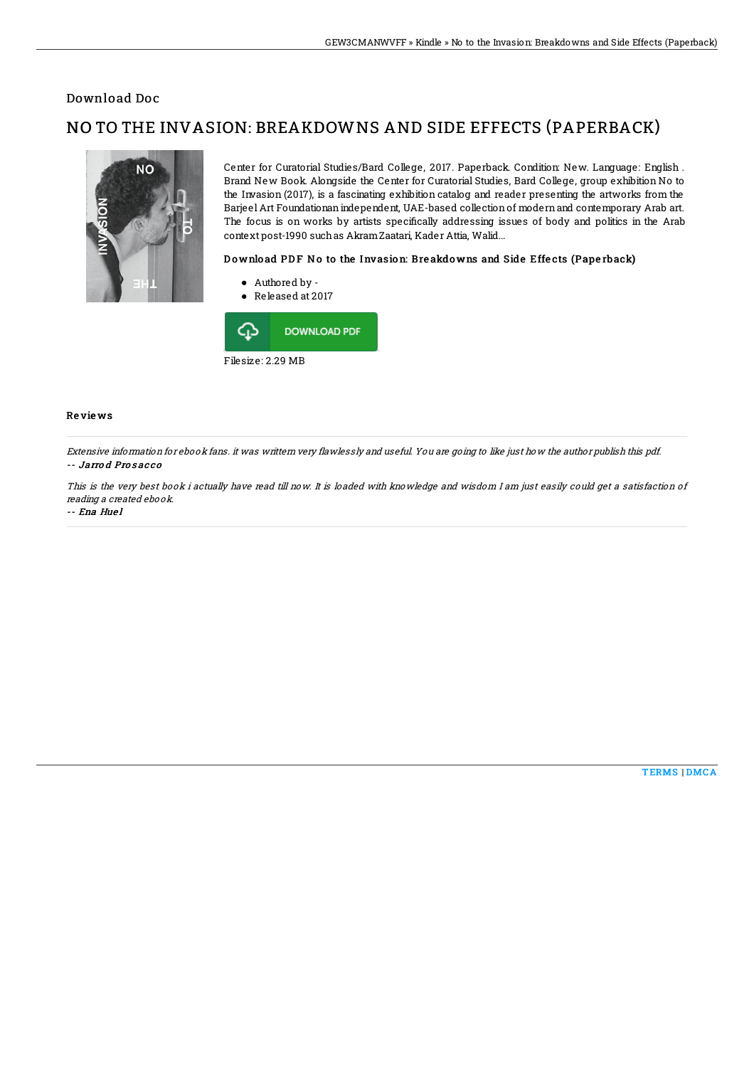Download Doc

# NO TO THE INVASION: BREAKDOWNS AND SIDE EFFECTS (PAPERBACK)

Center for Curatorial Studies/Bard College, 2017. Paperback. Condition: New. Language: English . Brand New Book. Alongside the Center for Curatorial Studies, Bard College, group exhibition No to the Invasion (2017), is a fascinating exhibition catalog and reader presenting the artworks from the Barjeel Art Foundationan independent, UAE-based collection of modern and contemporary Arab art. The focus is on works by artists specifically addressing issues of body and politics in the Arab context post-1990 such as Akram Zaatari, Kader Attia, Walid...

### Download PDF No to the Invasion: Breakdowns and Side Effects (Paperback)

- Authored by -
- Released at 2017

DOWNLOAD PDF

Filesize: 2.29 MB

### Reviews

*Extensive information for ebook fans. it was writtern very flawlessly and useful. You are going to like just how the author publish this pdf.*
-- *Jarrod Prosacco*

*This is the very best book i actually have read till now. It is loaded with knowledge and wisdom I am just easily could get a satisfaction of reading a created ebook.*
-- *Ena Huel*

TERMS | DMCA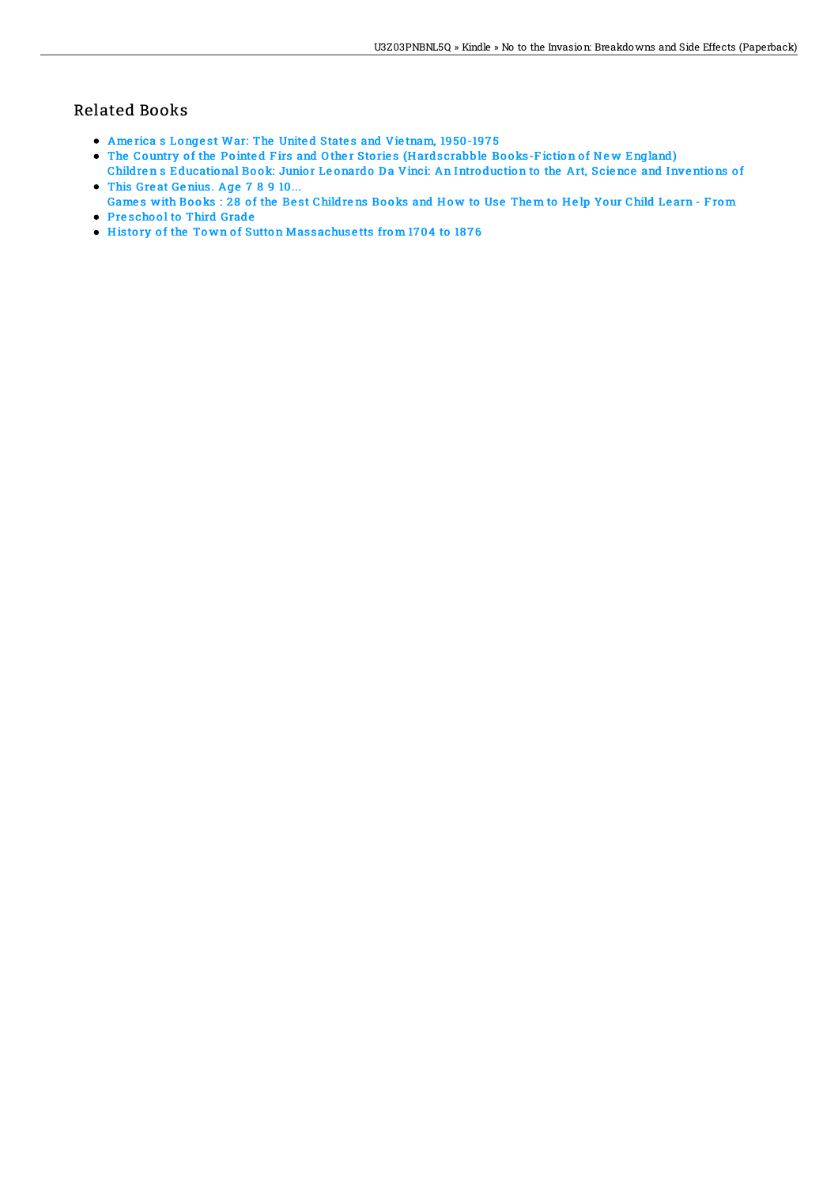## Related Books

- America s Longest War: The United States and Vietnam, 1950-1975
- The Country of the Pointed Firs and Other Stories (Hardscrabble Books-Fiction of New England)
- Children s Educational Book: Junior Leonardo Da Vinci: An Introduction to the Art, Science and Inventions of This Great Genius. Age 7 8 9 10...
- Games with Books : 28 of the Best Childrens Books and How to Use Them to Help Your Child Learn - From Preschool to Third Grade
- History of the Town of Sutton Massachusetts from 1704 to 1876